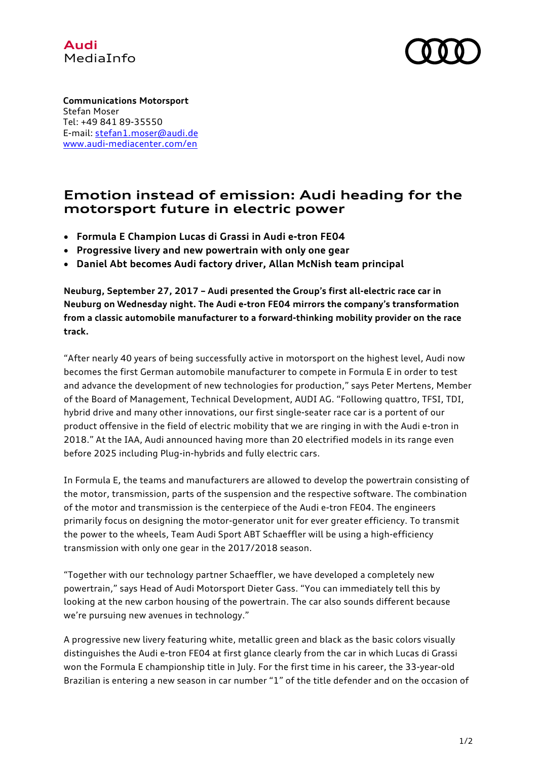Audi
MediaInfo

**Communications Motorsport**
Stefan Moser
Tel: +49 841 89-35550
E-mail: stefan1.moser@audi.de
www.audi-mediacenter.com/en

# Emotion instead of emission: Audi heading for the motorsport future in electric power

- **Formula E Champion Lucas di Grassi in Audi e-tron FE04**
- **Progressive livery and new powertrain with only one gear**
- **Daniel Abt becomes Audi factory driver, Allan McNish team principal**

**Neuburg, September 27, 2017 – Audi presented the Group's first all-electric race car in Neuburg on Wednesday night. The Audi e-tron FE04 mirrors the company's transformation from a classic automobile manufacturer to a forward-thinking mobility provider on the race track.**

"After nearly 40 years of being successfully active in motorsport on the highest level, Audi now becomes the first German automobile manufacturer to compete in Formula E in order to test and advance the development of new technologies for production," says Peter Mertens, Member of the Board of Management, Technical Development, AUDI AG. "Following quattro, TFSI, TDI, hybrid drive and many other innovations, our first single-seater race car is a portent of our product offensive in the field of electric mobility that we are ringing in with the Audi e-tron in 2018." At the IAA, Audi announced having more than 20 electrified models in its range even before 2025 including Plug-in-hybrids and fully electric cars.

In Formula E, the teams and manufacturers are allowed to develop the powertrain consisting of the motor, transmission, parts of the suspension and the respective software. The combination of the motor and transmission is the centerpiece of the Audi e-tron FE04. The engineers primarily focus on designing the motor-generator unit for ever greater efficiency. To transmit the power to the wheels, Team Audi Sport ABT Schaeffler will be using a high-efficiency transmission with only one gear in the 2017/2018 season.

"Together with our technology partner Schaeffler, we have developed a completely new powertrain," says Head of Audi Motorsport Dieter Gass. "You can immediately tell this by looking at the new carbon housing of the powertrain. The car also sounds different because we're pursuing new avenues in technology."

A progressive new livery featuring white, metallic green and black as the basic colors visually distinguishes the Audi e-tron FE04 at first glance clearly from the car in which Lucas di Grassi won the Formula E championship title in July. For the first time in his career, the 33-year-old Brazilian is entering a new season in car number "1" of the title defender and on the occasion of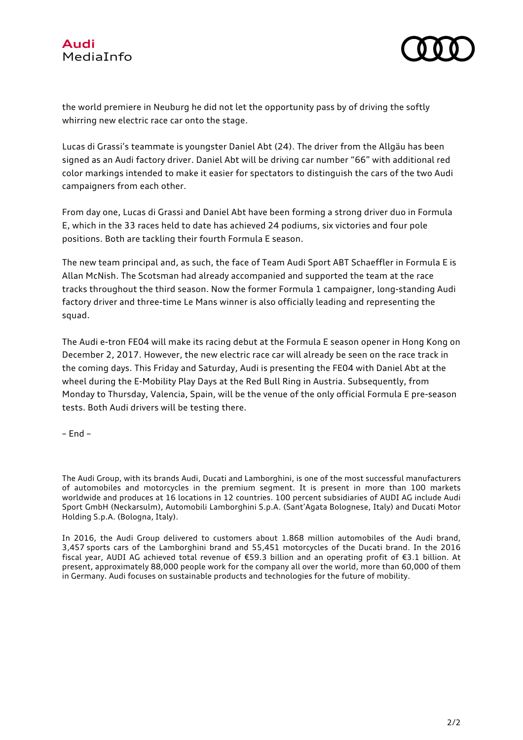the world premiere in Neuburg he did not let the opportunity pass by of driving the softly whirring new electric race car onto the stage.

Lucas di Grassi's teammate is youngster Daniel Abt (24). The driver from the Allgäu has been signed as an Audi factory driver. Daniel Abt will be driving car number "66" with additional red color markings intended to make it easier for spectators to distinguish the cars of the two Audi campaigners from each other.

From day one, Lucas di Grassi and Daniel Abt have been forming a strong driver duo in Formula E, which in the 33 races held to date has achieved 24 podiums, six victories and four pole positions. Both are tackling their fourth Formula E season.

The new team principal and, as such, the face of Team Audi Sport ABT Schaeffler in Formula E is Allan McNish. The Scotsman had already accompanied and supported the team at the race tracks throughout the third season. Now the former Formula 1 campaigner, long-standing Audi factory driver and three-time Le Mans winner is also officially leading and representing the squad.

The Audi e-tron FE04 will make its racing debut at the Formula E season opener in Hong Kong on December 2, 2017. However, the new electric race car will already be seen on the race track in the coming days. This Friday and Saturday, Audi is presenting the FE04 with Daniel Abt at the wheel during the E-Mobility Play Days at the Red Bull Ring in Austria. Subsequently, from Monday to Thursday, Valencia, Spain, will be the venue of the only official Formula E pre-season tests. Both Audi drivers will be testing there.

– End –

The Audi Group, with its brands Audi, Ducati and Lamborghini, is one of the most successful manufacturers of automobiles and motorcycles in the premium segment. It is present in more than 100 markets worldwide and produces at 16 locations in 12 countries. 100 percent subsidiaries of AUDI AG include Audi Sport GmbH (Neckarsulm), Automobili Lamborghini S.p.A. (Sant'Agata Bolognese, Italy) and Ducati Motor Holding S.p.A. (Bologna, Italy).

In 2016, the Audi Group delivered to customers about 1.868 million automobiles of the Audi brand, 3,457 sports cars of the Lamborghini brand and 55,451 motorcycles of the Ducati brand. In the 2016 fiscal year, AUDI AG achieved total revenue of €59.3 billion and an operating profit of €3.1 billion. At present, approximately 88,000 people work for the company all over the world, more than 60,000 of them in Germany. Audi focuses on sustainable products and technologies for the future of mobility.